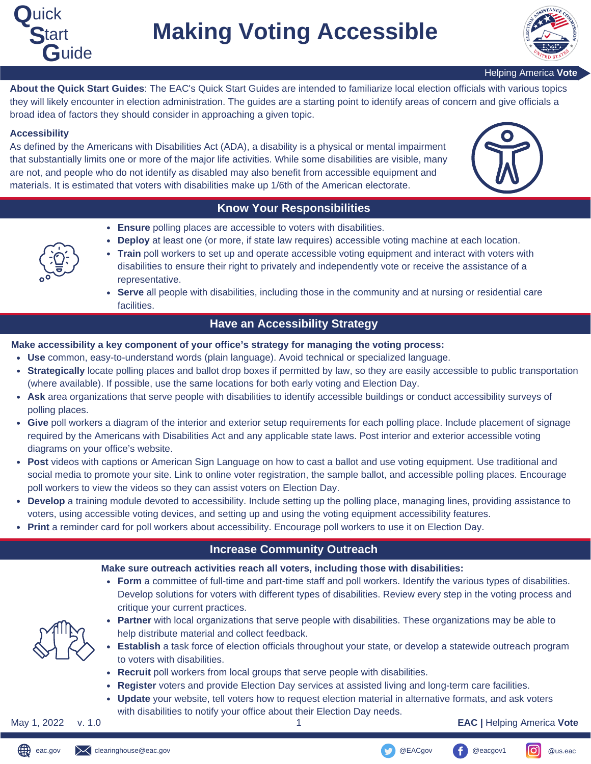# Quick Start Guide

# Making Voting Accessible

Helping America **Vote**

**About the Quick Start Guides**: The EAC's Quick Start Guides are intended to familiarize local election officials with various topics they will likely encounter in election administration. The guides are a starting point to identify areas of concern and give officials a broad idea of factors they should consider in approaching a given topic.

### Accessibility

As defined by the Americans with Disabilities Act (ADA), a disability is a physical or mental impairment that substantially limits one or more of the major life activities. While some disabilities are visible, many are not, and people who do not identify as disabled may also benefit from accessible equipment and materials. It is estimated that voters with disabilities make up 1/6th of the American electorate.

## Know Your Responsibilities

- **Ensure** polling places are accessible to voters with disabilities.
- **Deploy** at least one (or more, if state law requires) accessible voting machine at each location.
- **Train** poll workers to set up and operate accessible voting equipment and interact with voters with disabilities to ensure their right to privately and independently vote or receive the assistance of a representative.
- **Serve** all people with disabilities, including those in the community and at nursing or residential care facilities.

## Have an Accessibility Strategy

**Make accessibility a key component of your office's strategy for managing the voting process:**

- **Use** common, easy-to-understand words (plain language). Avoid technical or specialized language.
- **Strategically** locate polling places and ballot drop boxes if permitted by law, so they are easily accessible to public transportation (where available). If possible, use the same locations for both early voting and Election Day.
- **Ask** area organizations that serve people with disabilities to identify accessible buildings or conduct accessibility surveys of polling places.
- **Give** poll workers a diagram of the interior and exterior setup requirements for each polling place. Include placement of signage required by the Americans with Disabilities Act and any applicable state laws. Post interior and exterior accessible voting diagrams on your office's website.
- **Post** videos with captions or American Sign Language on how to cast a ballot and use voting equipment. Use traditional and social media to promote your site. Link to online voter registration, the sample ballot, and accessible polling places. Encourage poll workers to view the videos so they can assist voters on Election Day.
- **Develop** a training module devoted to accessibility. Include setting up the polling place, managing lines, providing assistance to voters, using accessible voting devices, and setting up and using the voting equipment accessibility features.
- **Print** a reminder card for poll workers about accessibility. Encourage poll workers to use it on Election Day.

## Increase Community Outreach

**Make sure outreach activities reach all voters, including those with disabilities:**

- **Form** a committee of full-time and part-time staff and poll workers. Identify the various types of disabilities. Develop solutions for voters with different types of disabilities. Review every step in the voting process and critique your current practices.
- **Partner** with local organizations that serve people with disabilities. These organizations may be able to help distribute material and collect feedback.
- **Establish** a task force of election officials throughout your state, or develop a statewide outreach program to voters with disabilities.
- **Recruit** poll workers from local groups that serve people with disabilities.
- **Register** voters and provide Election Day services at assisted living and long-term care facilities.
- **Update** your website, tell voters how to request election material in alternative formats, and ask voters with disabilities to notify your office about their Election Day needs.

May 1, 2022 v. 1.0

eac.gov | clearinghouse@eac.gov | @EACgov | @eacgov1 | @us.eac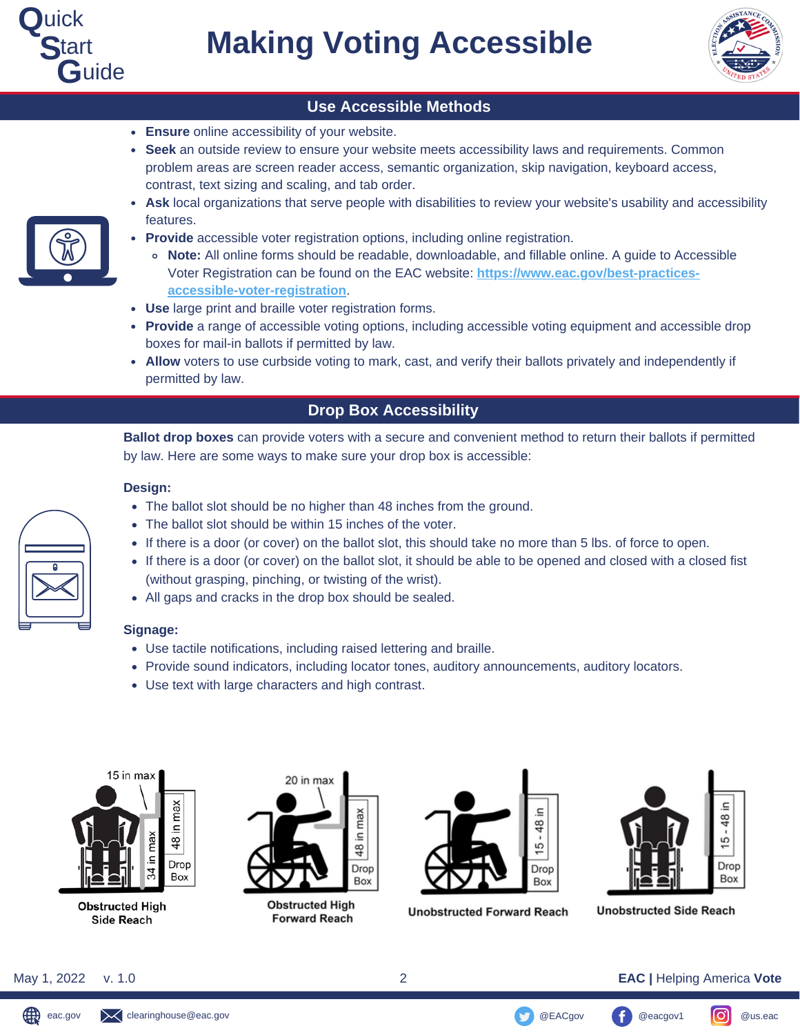# Making Voting Accessible

Quick Start Guide

## Use Accessible Methods

- **Ensure** online accessibility of your website.
- **Seek** an outside review to ensure your website meets accessibility laws and requirements. Common problem areas are screen reader access, semantic organization, skip navigation, keyboard access, contrast, text sizing and scaling, and tab order.
- **Ask** local organizations that serve people with disabilities to review your website's usability and accessibility features.
- **Provide** accessible voter registration options, including online registration.
  - **Note:** All online forms should be readable, downloadable, and fillable online. A guide to Accessible Voter Registration can be found on the EAC website: https://www.eac.gov/best-practices-accessible-voter-registration.
- **Use** large print and braille voter registration forms.
- **Provide** a range of accessible voting options, including accessible voting equipment and accessible drop boxes for mail-in ballots if permitted by law.
- **Allow** voters to use curbside voting to mark, cast, and verify their ballots privately and independently if permitted by law.

## Drop Box Accessibility

**Ballot drop boxes** can provide voters with a secure and convenient method to return their ballots if permitted by law. Here are some ways to make sure your drop box is accessible:

**Design:**

- The ballot slot should be no higher than 48 inches from the ground.
- The ballot slot should be within 15 inches of the voter.
- If there is a door (or cover) on the ballot slot, this should take no more than 5 lbs. of force to open.
- If there is a door (or cover) on the ballot slot, it should be able to be opened and closed with a closed fist (without grasping, pinching, or twisting of the wrist).
- All gaps and cracks in the drop box should be sealed.

**Signage:**

- Use tactile notifications, including raised lettering and braille.
- Provide sound indicators, including locator tones, auditory announcements, auditory locators.
- Use text with large characters and high contrast.

15 in max
34 in max
48 in max
Drop Box
Obstructed High Side Reach

20 in max
48 in max
Drop Box
Obstructed High Forward Reach

15 - 48 in
Drop Box
Unobstructed Forward Reach

15 - 48 in
Drop Box
Unobstructed Side Reach

May 1, 2022 v. 1.0

EAC | Helping America **Vote**

eac.gov clearinghouse@eac.gov @EACgov @eacgov1 @us.eac